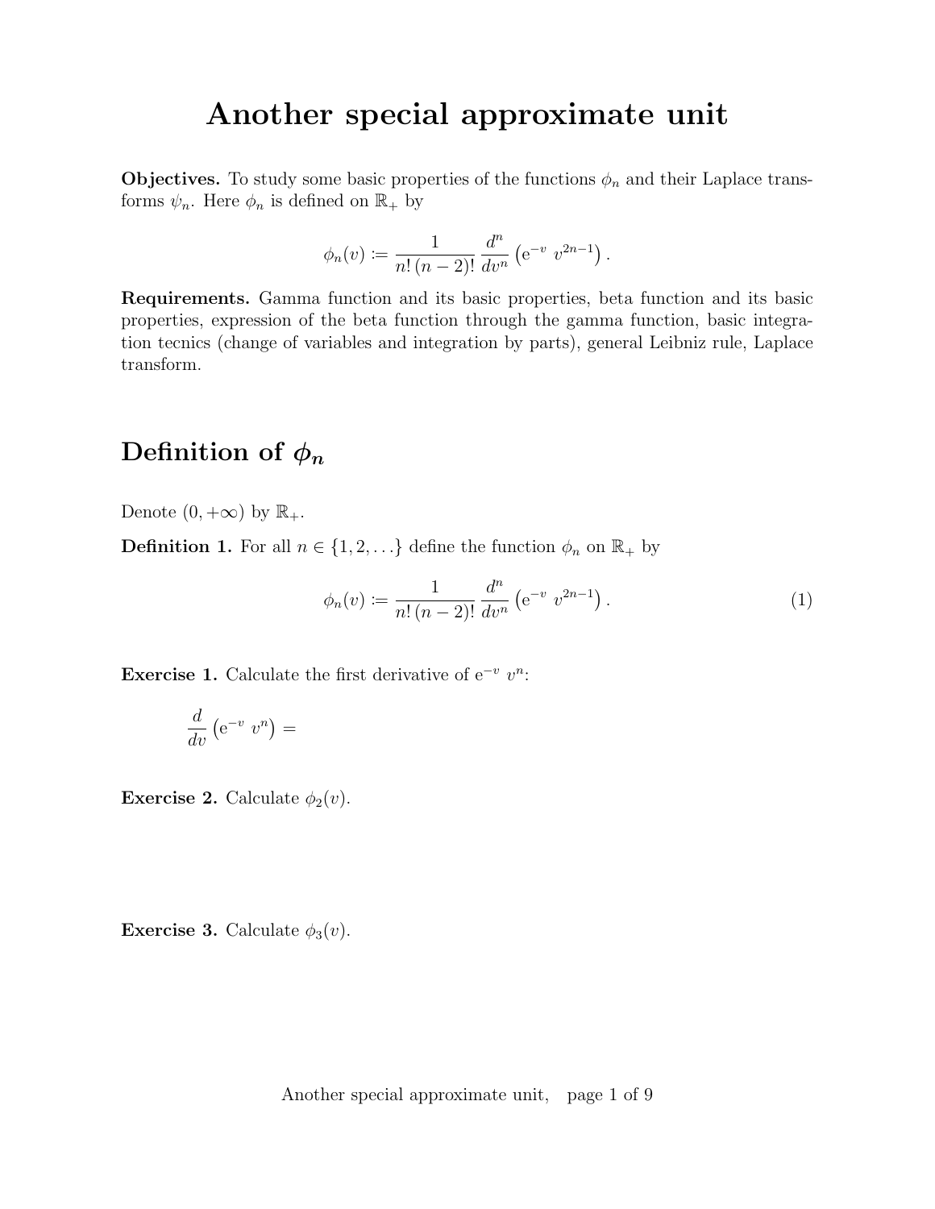# Another special approximate unit

**Objectives.** To study some basic properties of the functions $\phi_n$ and their Laplace transforms $\psi_n$. Here $\phi_n$ is defined on $\mathbb{R}_+$ by

$$\phi_n(v) := \frac{1}{n!\,(n-2)!}\,\frac{d^n}{dv^n}\left(\mathrm{e}^{-v}\ v^{2n-1}\right).$$

**Requirements.** Gamma function and its basic properties, beta function and its basic properties, expression of the beta function through the gamma function, basic integration tecnics (change of variables and integration by parts), general Leibniz rule, Laplace transform.

## Definition of $\phi_n$

Denote $(0,+\infty)$ by $\mathbb{R}_+$.

**Definition 1.** For all $n \in \{1, 2, \ldots\}$ define the function $\phi_n$ on $\mathbb{R}_+$ by

$$\phi_n(v) := \frac{1}{n!\,(n-2)!}\,\frac{d^n}{dv^n}\left(\mathrm{e}^{-v}\ v^{2n-1}\right). \tag{1}$$

**Exercise 1.** Calculate the first derivative of $\mathrm{e}^{-v}\ v^n$:

$$\frac{d}{dv}\left(\mathrm{e}^{-v}\ v^n\right) =$$

**Exercise 2.** Calculate $\phi_2(v)$.

**Exercise 3.** Calculate $\phi_3(v)$.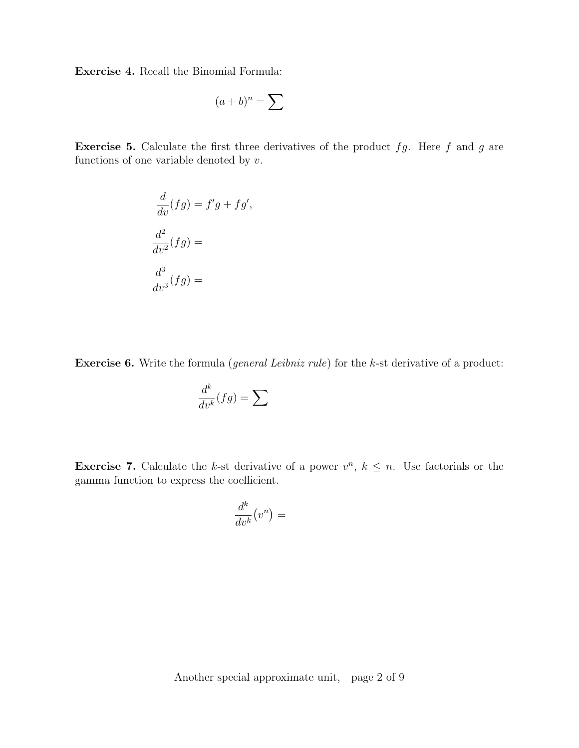**Exercise 4.** Recall the Binomial Formula:

$$(a+b)^n = \sum$$

**Exercise 5.** Calculate the first three derivatives of the product $fg$. Here $f$ and $g$ are functions of one variable denoted by $v$.

$$\frac{d}{dv}(fg) = f'g + fg',$$

$$\frac{d^2}{dv^2}(fg) =$$

$$\frac{d^3}{dv^3}(fg) =$$

**Exercise 6.** Write the formula (*general Leibniz rule*) for the $k$-st derivative of a product:

$$\frac{d^k}{dv^k}(fg) = \sum$$

**Exercise 7.** Calculate the $k$-st derivative of a power $v^n$, $k \leq n$. Use factorials or the gamma function to express the coefficient.

$$\frac{d^k}{dv^k}\left(v^n\right) =$$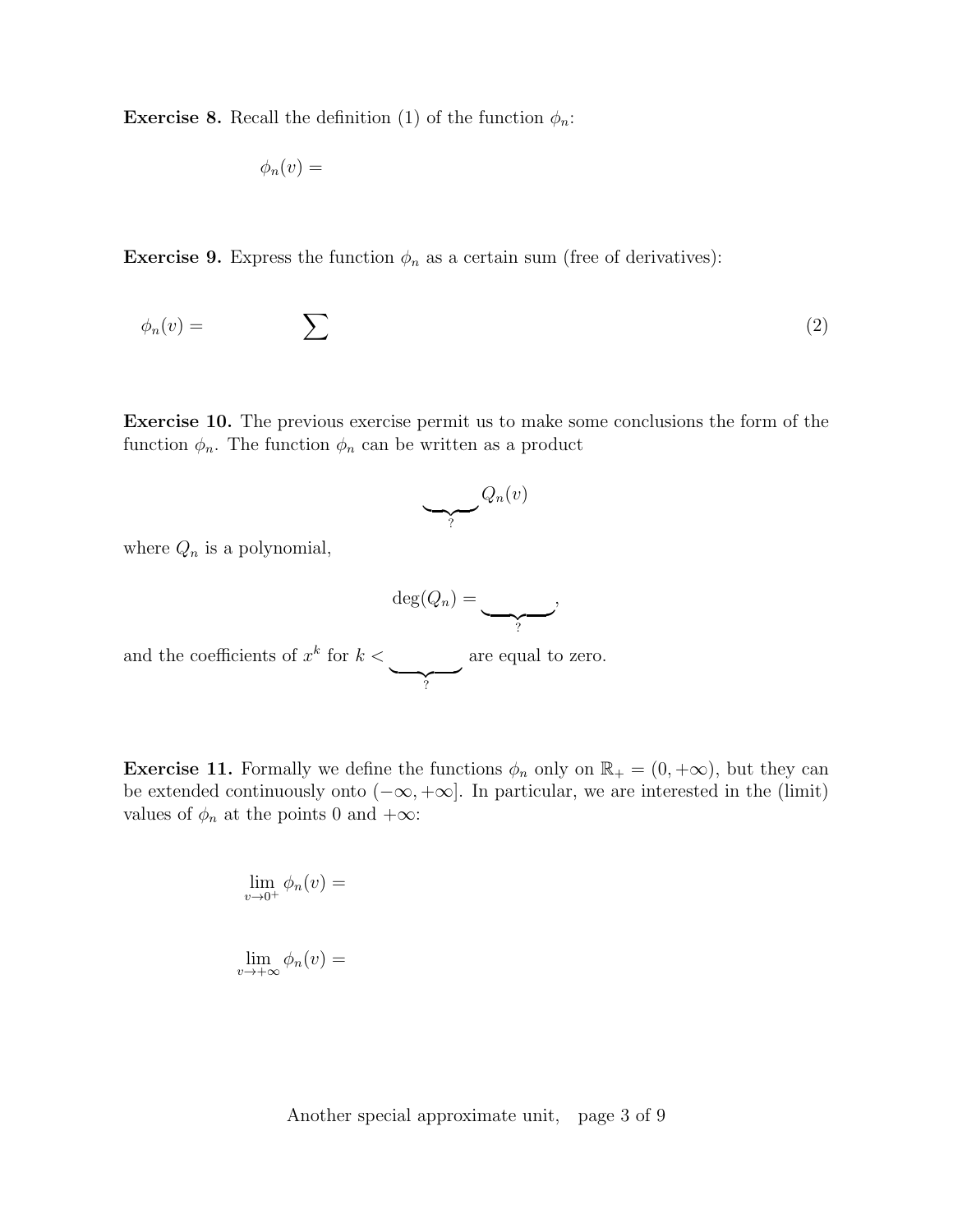**Exercise 8.** Recall the definition (1) of the function $\phi_n$:

$$\phi_n(v) =$$

**Exercise 9.** Express the function $\phi_n$ as a certain sum (free of derivatives):

$$\phi_n(v) = \qquad \sum \tag{2}$$

**Exercise 10.** The previous exercise permit us to make some conclusions the form of the function $\phi_n$. The function $\phi_n$ can be written as a product

$$\underbrace{\qquad}_{?} Q_n(v)$$

where $Q_n$ is a polynomial,

$$\deg(Q_n) = \underbrace{\qquad\quad}_{?},$$

and the coefficients of $x^k$ for $k < \underbrace{\qquad\quad}_{?}$ are equal to zero.

**Exercise 11.** Formally we define the functions $\phi_n$ only on $\mathbb{R}_+ = (0, +\infty)$, but they can be extended continuously onto $(-\infty, +\infty]$. In particular, we are interested in the (limit) values of $\phi_n$ at the points 0 and $+\infty$:

$$\lim_{v \to 0^+} \phi_n(v) =$$

$$\lim_{v \to +\infty} \phi_n(v) =$$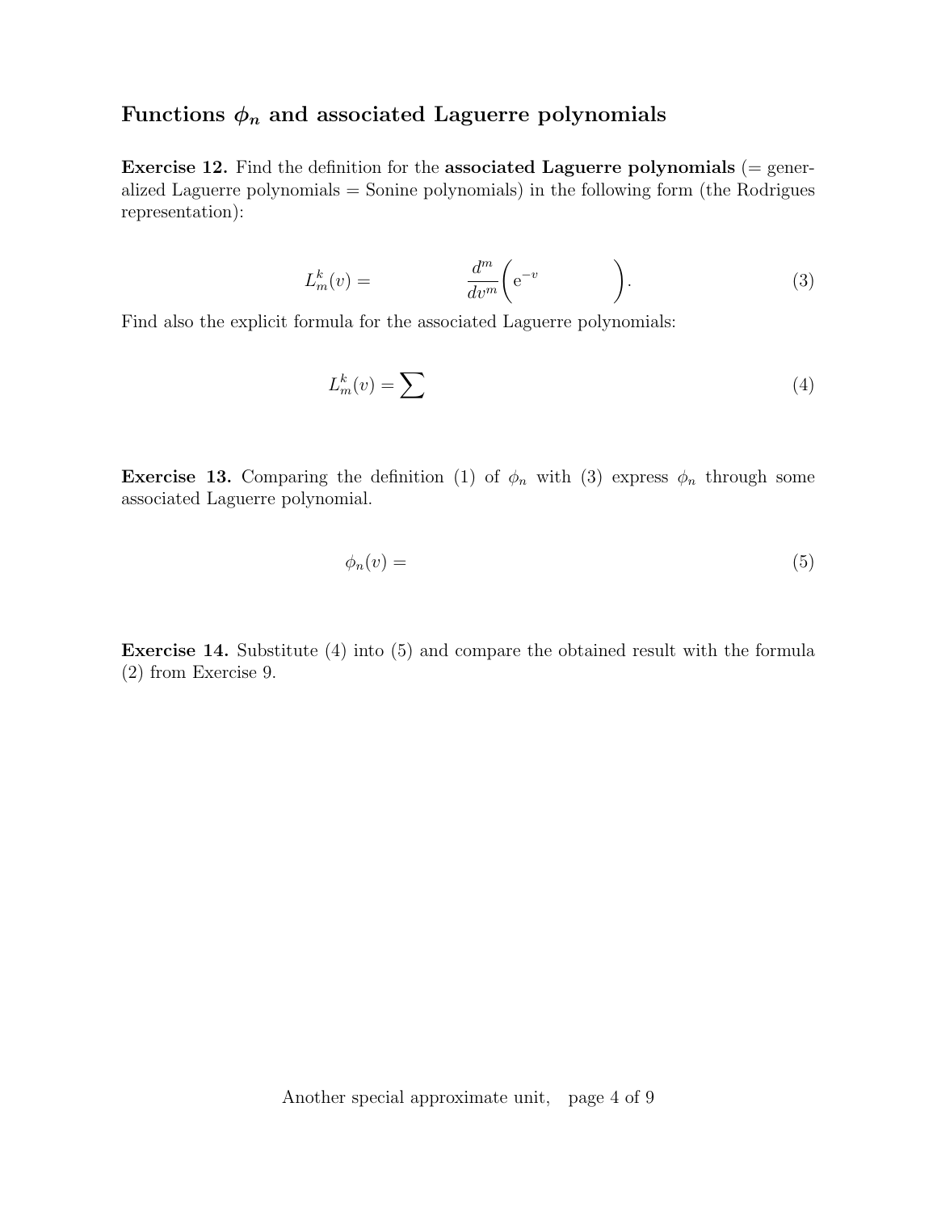## Functions $\phi_n$ and associated Laguerre polynomials

**Exercise 12.** Find the definition for the **associated Laguerre polynomials** (= generalized Laguerre polynomials = Sonine polynomials) in the following form (the Rodrigues representation):

$$L_m^k(v) = \qquad\qquad \frac{d^m}{dv^m}\Big( \mathrm{e}^{-v} \qquad\qquad \Big). \tag{3}$$

Find also the explicit formula for the associated Laguerre polynomials:

$$L_m^k(v) = \sum \tag{4}$$

**Exercise 13.** Comparing the definition (1) of $\phi_n$ with (3) express $\phi_n$ through some associated Laguerre polynomial.

$$\phi_n(v) = \tag{5}$$

**Exercise 14.** Substitute (4) into (5) and compare the obtained result with the formula (2) from Exercise 9.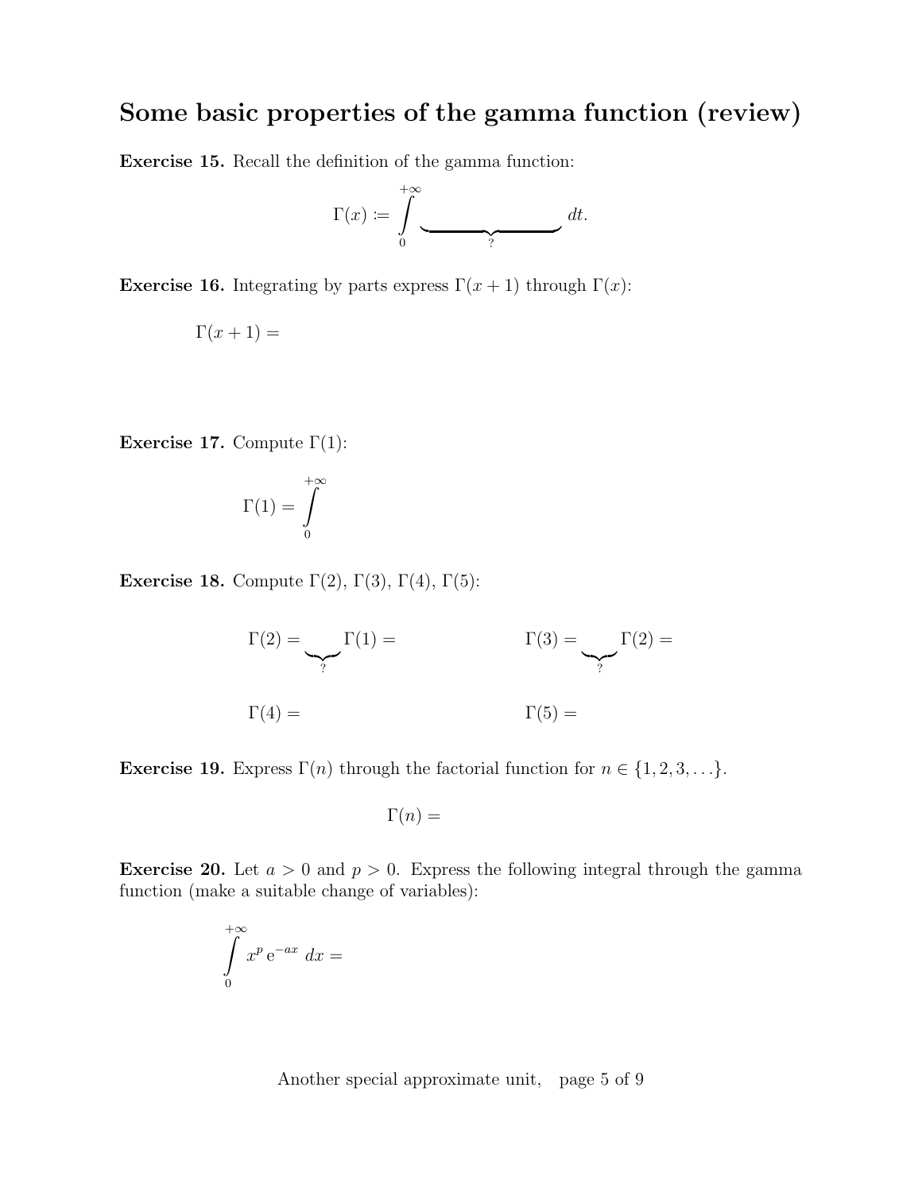## Some basic properties of the gamma function (review)

**Exercise 15.** Recall the definition of the gamma function:

$$\Gamma(x) := \int\limits_0^{+\infty} \underbrace{\hspace{3cm}}_{?} \, dt.$$

**Exercise 16.** Integrating by parts express $\Gamma(x+1)$ through $\Gamma(x)$:

$$\Gamma(x+1) =$$

**Exercise 17.** Compute $\Gamma(1)$:

$$\Gamma(1) = \int\limits_0^{+\infty}$$

**Exercise 18.** Compute $\Gamma(2)$, $\Gamma(3)$, $\Gamma(4)$, $\Gamma(5)$:

$$\Gamma(2) = \underbrace{\hspace{1cm}}_{?} \Gamma(1) = \qquad\qquad \Gamma(3) = \underbrace{\hspace{1cm}}_{?} \Gamma(2) =$$

$$\Gamma(4) = \qquad\qquad \Gamma(5) =$$

**Exercise 19.** Express $\Gamma(n)$ through the factorial function for $n \in \{1, 2, 3, \ldots\}$.

$$\Gamma(n) =$$

**Exercise 20.** Let $a > 0$ and $p > 0$. Express the following integral through the gamma function (make a suitable change of variables):

$$\int\limits_0^{+\infty} x^p \, \mathrm{e}^{-ax} \, dx =$$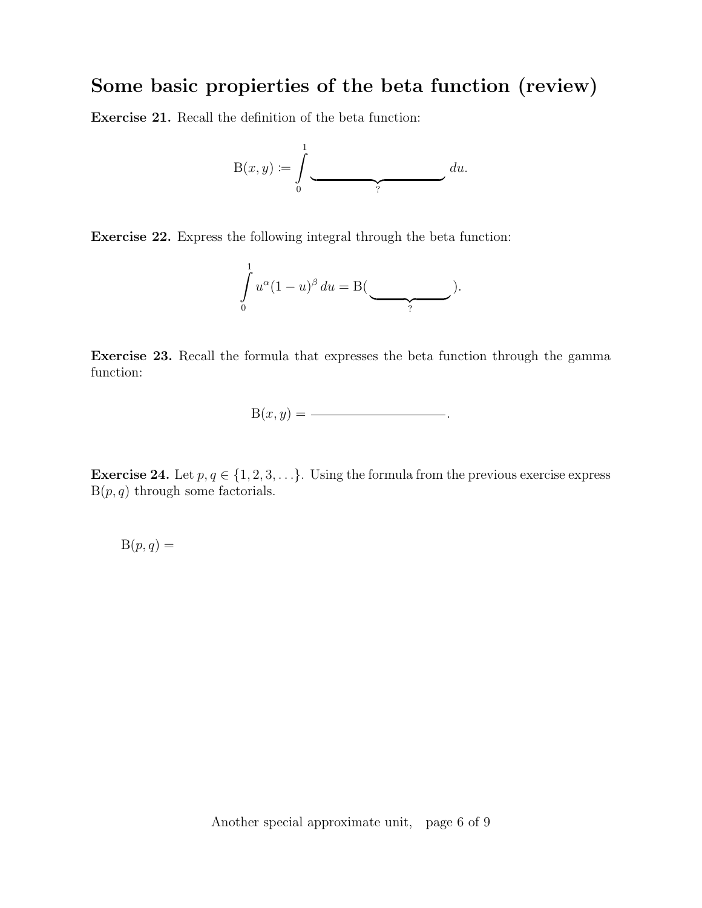## Some basic propierties of the beta function (review)

**Exercise 21.** Recall the definition of the beta function:

$$\mathrm{B}(x,y) := \int\limits_0^1 \underbrace{\hspace{4cm}}_{?} \, du.$$

**Exercise 22.** Express the following integral through the beta function:

$$\int\limits_0^1 u^\alpha (1-u)^\beta \, du = \mathrm{B}(\underbrace{\hspace{2.5cm}}_{?}).$$

**Exercise 23.** Recall the formula that expresses the beta function through the gamma function:

$$\mathrm{B}(x,y) = \frac{\hspace{4cm}}{\hspace{4cm}}.$$

**Exercise 24.** Let $p, q \in \{1, 2, 3, \ldots\}$. Using the formula from the previous exercise express $\mathrm{B}(p,q)$ through some factorials.

$\mathrm{B}(p,q) =$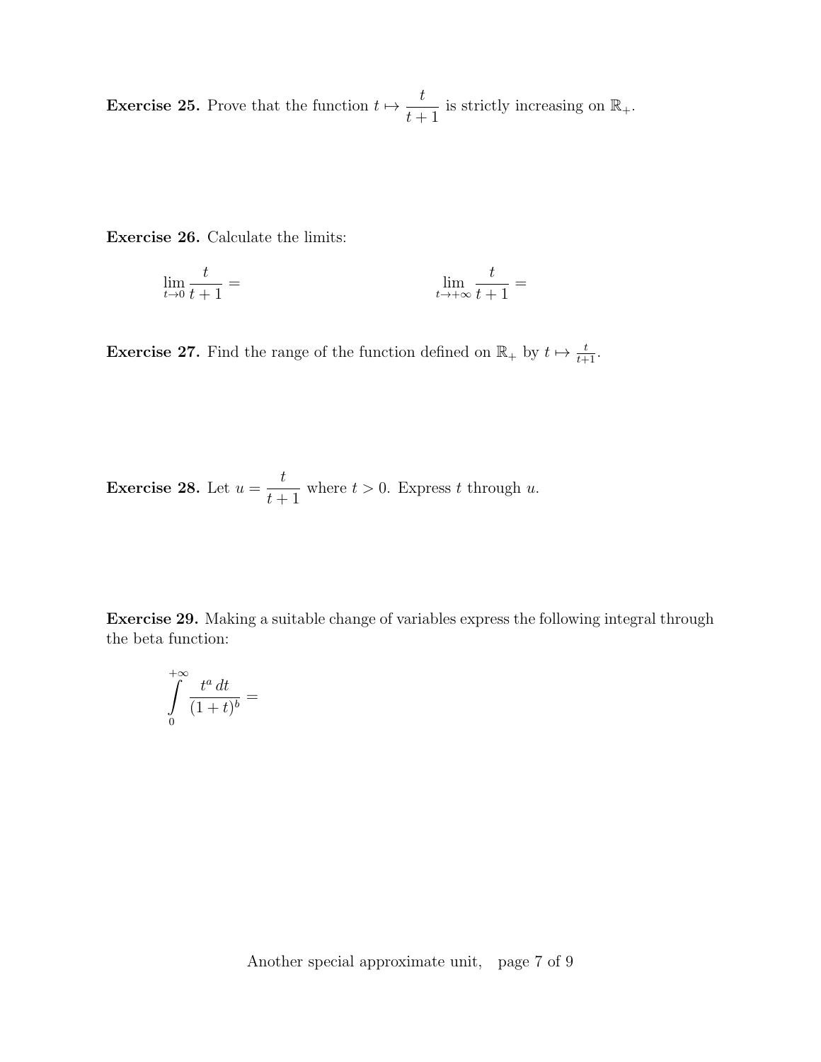**Exercise 25.** Prove that the function $t \mapsto \dfrac{t}{t+1}$ is strictly increasing on $\mathbb{R}_+$.

**Exercise 26.** Calculate the limits:

$$\lim_{t \to 0} \frac{t}{t+1} = \qquad\qquad \lim_{t \to +\infty} \frac{t}{t+1} =$$

**Exercise 27.** Find the range of the function defined on $\mathbb{R}_+$ by $t \mapsto \frac{t}{t+1}$.

**Exercise 28.** Let $u = \dfrac{t}{t+1}$ where $t > 0$. Express $t$ through $u$.

**Exercise 29.** Making a suitable change of variables express the following integral through the beta function:

$$\int_0^{+\infty} \frac{t^a \, dt}{(1+t)^b} =$$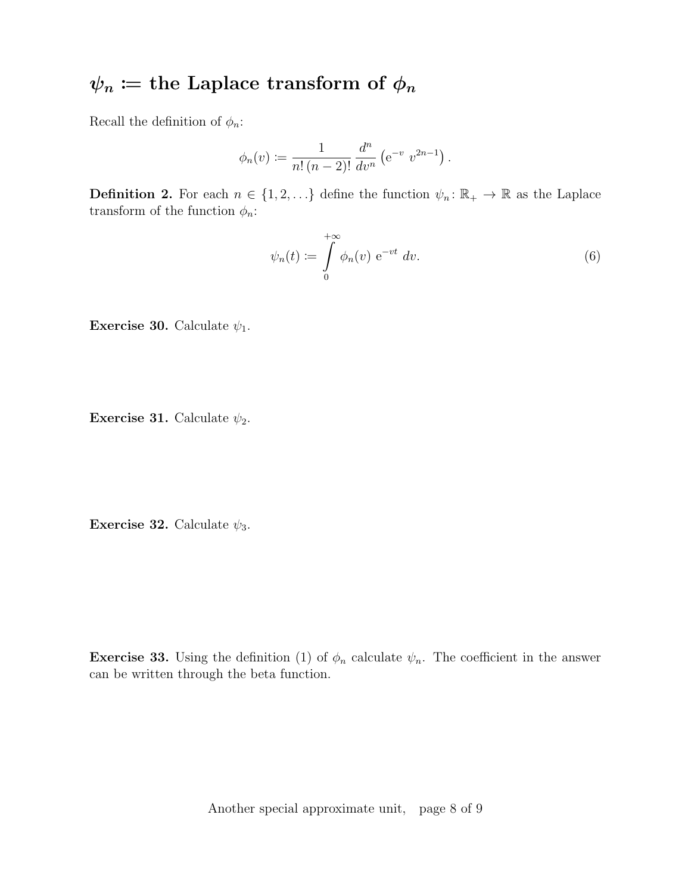# $\psi_n :=$ the Laplace transform of $\phi_n$

Recall the definition of $\phi_n$:

$$\phi_n(v) := \frac{1}{n!\,(n-2)!}\,\frac{d^n}{dv^n}\left(\mathrm{e}^{-v}\ v^{2n-1}\right).$$

**Definition 2.** For each $n \in \{1, 2, \ldots\}$ define the function $\psi_n \colon \mathbb{R}_+ \to \mathbb{R}$ as the Laplace transform of the function $\phi_n$:

$$\psi_n(t) := \int_0^{+\infty} \phi_n(v)\ \mathrm{e}^{-vt}\ dv. \tag{6}$$

**Exercise 30.** Calculate $\psi_1$.

**Exercise 31.** Calculate $\psi_2$.

**Exercise 32.** Calculate $\psi_3$.

**Exercise 33.** Using the definition (1) of $\phi_n$ calculate $\psi_n$. The coefficient in the answer can be written through the beta function.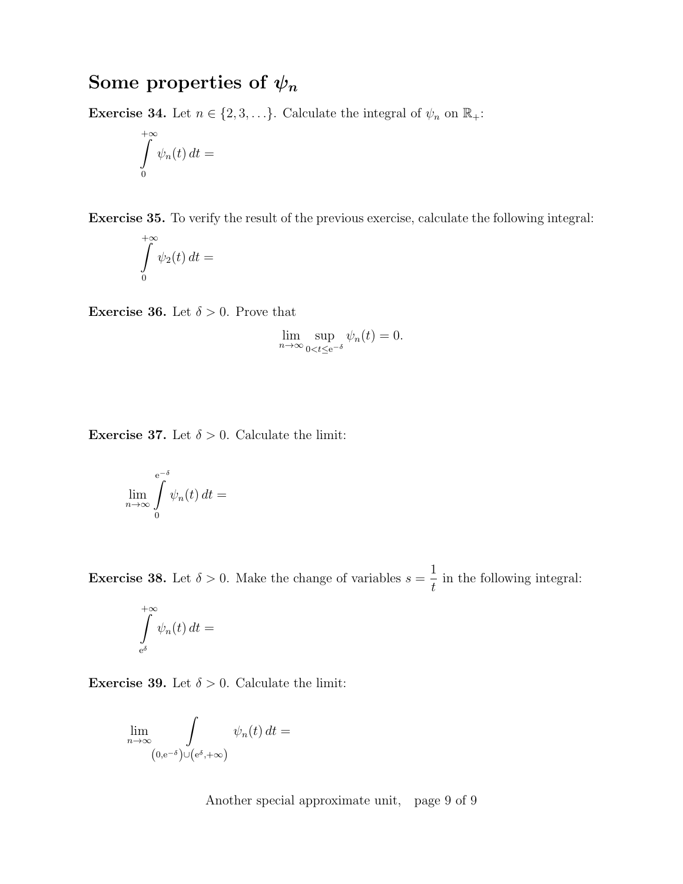## Some properties of $\psi_n$

**Exercise 34.** Let $n \in \{2, 3, \ldots\}$. Calculate the integral of $\psi_n$ on $\mathbb{R}_+$:

$$\int_0^{+\infty} \psi_n(t)\, dt =$$

**Exercise 35.** To verify the result of the previous exercise, calculate the following integral:

$$\int_0^{+\infty} \psi_2(t)\, dt =$$

**Exercise 36.** Let $\delta > 0$. Prove that

$$\lim_{n\to\infty} \sup_{0<t\le \mathrm{e}^{-\delta}} \psi_n(t) = 0.$$

**Exercise 37.** Let $\delta > 0$. Calculate the limit:

$$\lim_{n\to\infty} \int_0^{\mathrm{e}^{-\delta}} \psi_n(t)\, dt =$$

**Exercise 38.** Let $\delta > 0$. Make the change of variables $s = \dfrac{1}{t}$ in the following integral:

$$\int_{\mathrm{e}^{\delta}}^{+\infty} \psi_n(t)\, dt =$$

**Exercise 39.** Let $\delta > 0$. Calculate the limit:

$$\lim_{n\to\infty} \int_{(0,\mathrm{e}^{-\delta})\cup(\mathrm{e}^{\delta},+\infty)} \psi_n(t)\, dt =$$